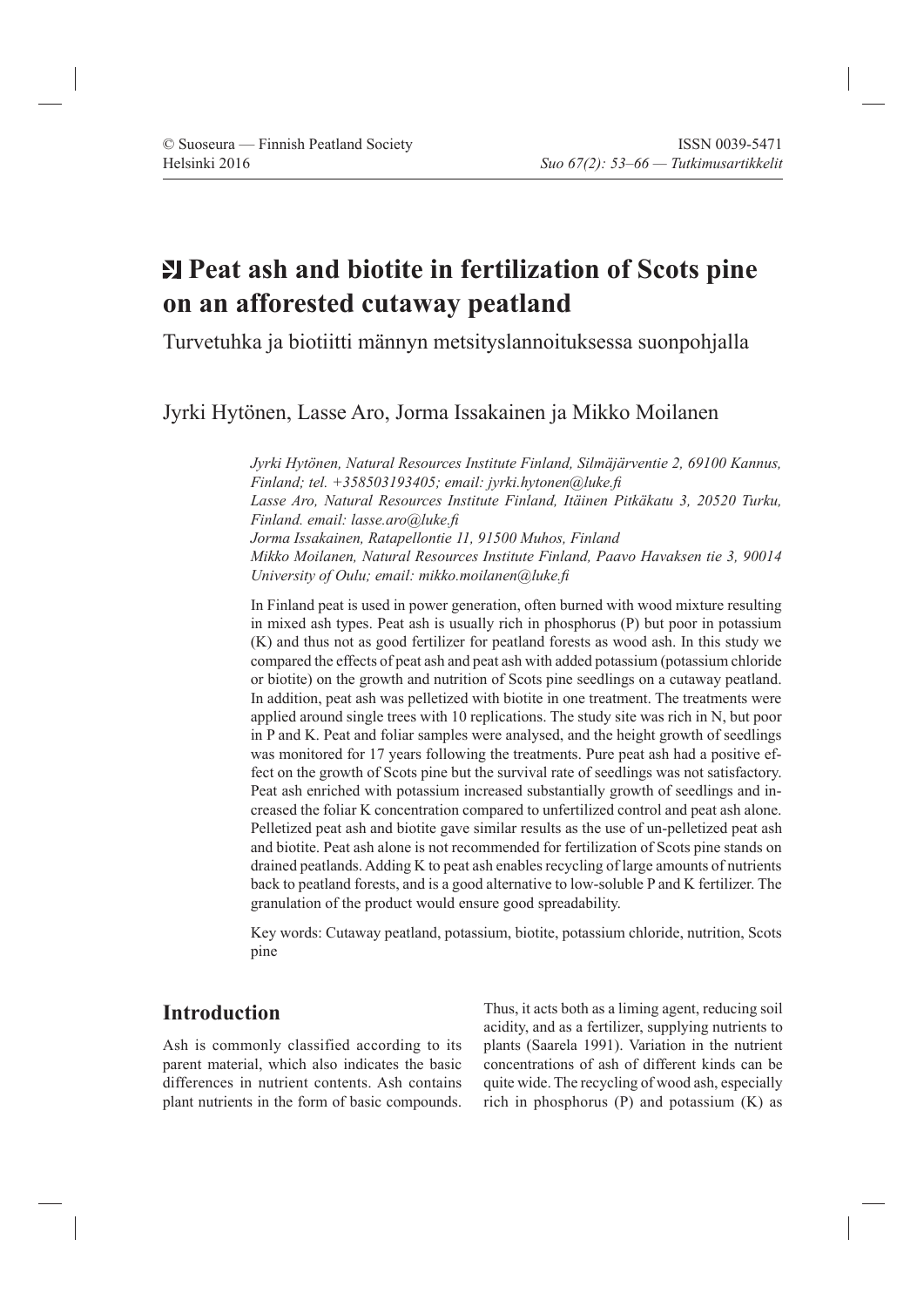© Suoseura — Finnish Peatland Society
Helsinki 2016

ISSN 0039-5471
*Suo 67(2): 53–66 — Tutkimusartikkelit*

# Peat ash and biotite in fertilization of Scots pine on an afforested cutaway peatland

Turvetuhka ja biotiitti männyn metsityslannoituksessa suonpohjalla

Jyrki Hytönen, Lasse Aro, Jorma Issakainen ja Mikko Moilanen

*Jyrki Hytönen, Natural Resources Institute Finland, Silmäjärventie 2, 69100 Kannus, Finland; tel. +358503193405; email: jyrki.hytonen@luke.fi*
*Lasse Aro, Natural Resources Institute Finland, Itäinen Pitkäkatu 3, 20520 Turku, Finland. email: lasse.aro@luke.fi*
*Jorma Issakainen, Ratapellontie 11, 91500 Muhos, Finland*
*Mikko Moilanen, Natural Resources Institute Finland, Paavo Havaksen tie 3, 90014 University of Oulu; email: mikko.moilanen@luke.fi*

In Finland peat is used in power generation, often burned with wood mixture resulting in mixed ash types. Peat ash is usually rich in phosphorus (P) but poor in potassium (K) and thus not as good fertilizer for peatland forests as wood ash. In this study we compared the effects of peat ash and peat ash with added potassium (potassium chloride or biotite) on the growth and nutrition of Scots pine seedlings on a cutaway peatland. In addition, peat ash was pelletized with biotite in one treatment. The treatments were applied around single trees with 10 replications. The study site was rich in N, but poor in P and K. Peat and foliar samples were analysed, and the height growth of seedlings was monitored for 17 years following the treatments. Pure peat ash had a positive effect on the growth of Scots pine but the survival rate of seedlings was not satisfactory. Peat ash enriched with potassium increased substantially growth of seedlings and increased the foliar K concentration compared to unfertilized control and peat ash alone. Pelletized peat ash and biotite gave similar results as the use of un-pelletized peat ash and biotite. Peat ash alone is not recommended for fertilization of Scots pine stands on drained peatlands. Adding K to peat ash enables recycling of large amounts of nutrients back to peatland forests, and is a good alternative to low-soluble P and K fertilizer. The granulation of the product would ensure good spreadability.

Key words: Cutaway peatland, potassium, biotite, potassium chloride, nutrition, Scots pine

## Introduction

Ash is commonly classified according to its parent material, which also indicates the basic differences in nutrient contents. Ash contains plant nutrients in the form of basic compounds. Thus, it acts both as a liming agent, reducing soil acidity, and as a fertilizer, supplying nutrients to plants (Saarela 1991). Variation in the nutrient concentrations of ash of different kinds can be quite wide. The recycling of wood ash, especially rich in phosphorus (P) and potassium (K) as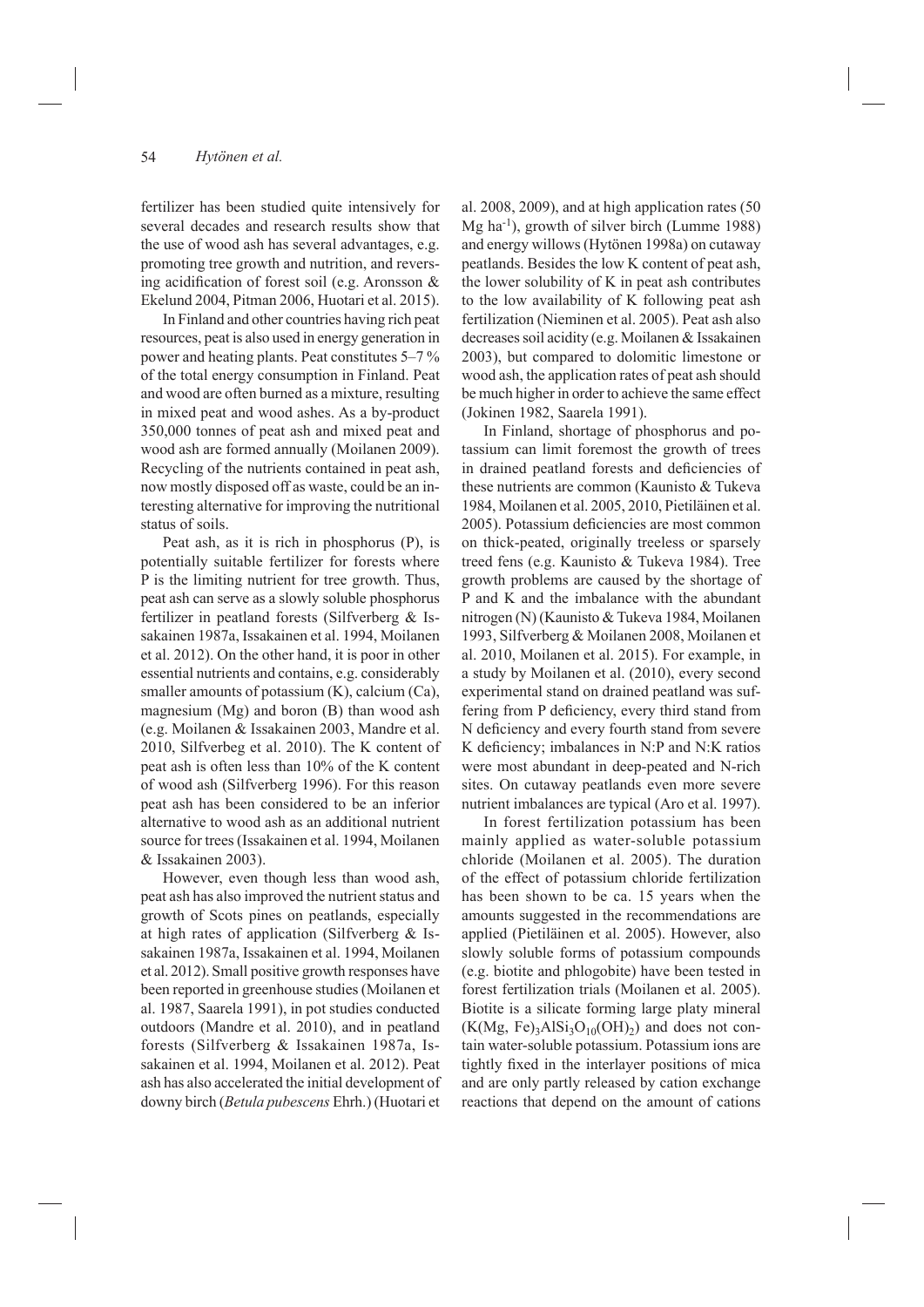fertilizer has been studied quite intensively for several decades and research results show that the use of wood ash has several advantages, e.g. promoting tree growth and nutrition, and reversing acidification of forest soil (e.g. Aronsson & Ekelund 2004, Pitman 2006, Huotari et al. 2015).

In Finland and other countries having rich peat resources, peat is also used in energy generation in power and heating plants. Peat constitutes 5–7 % of the total energy consumption in Finland. Peat and wood are often burned as a mixture, resulting in mixed peat and wood ashes. As a by-product 350,000 tonnes of peat ash and mixed peat and wood ash are formed annually (Moilanen 2009). Recycling of the nutrients contained in peat ash, now mostly disposed off as waste, could be an interesting alternative for improving the nutritional status of soils.

Peat ash, as it is rich in phosphorus (P), is potentially suitable fertilizer for forests where P is the limiting nutrient for tree growth. Thus, peat ash can serve as a slowly soluble phosphorus fertilizer in peatland forests (Silfverberg & Issakainen 1987a, Issakainen et al. 1994, Moilanen et al. 2012). On the other hand, it is poor in other essential nutrients and contains, e.g. considerably smaller amounts of potassium (K), calcium (Ca), magnesium (Mg) and boron (B) than wood ash (e.g. Moilanen & Issakainen 2003, Mandre et al. 2010, Silfverbeg et al. 2010). The K content of peat ash is often less than 10% of the K content of wood ash (Silfverberg 1996). For this reason peat ash has been considered to be an inferior alternative to wood ash as an additional nutrient source for trees (Issakainen et al. 1994, Moilanen & Issakainen 2003).

However, even though less than wood ash, peat ash has also improved the nutrient status and growth of Scots pines on peatlands, especially at high rates of application (Silfverberg & Issakainen 1987a, Issakainen et al. 1994, Moilanen et al. 2012). Small positive growth responses have been reported in greenhouse studies (Moilanen et al. 1987, Saarela 1991), in pot studies conducted outdoors (Mandre et al. 2010), and in peatland forests (Silfverberg & Issakainen 1987a, Issakainen et al. 1994, Moilanen et al. 2012). Peat ash has also accelerated the initial development of downy birch (*Betula pubescens* Ehrh.) (Huotari et al. 2008, 2009), and at high application rates (50 Mg ha$^{-1}$), growth of silver birch (Lumme 1988) and energy willows (Hytönen 1998a) on cutaway peatlands. Besides the low K content of peat ash, the lower solubility of K in peat ash contributes to the low availability of K following peat ash fertilization (Nieminen et al. 2005). Peat ash also decreases soil acidity (e.g. Moilanen & Issakainen 2003), but compared to dolomitic limestone or wood ash, the application rates of peat ash should be much higher in order to achieve the same effect (Jokinen 1982, Saarela 1991).

In Finland, shortage of phosphorus and potassium can limit foremost the growth of trees in drained peatland forests and deficiencies of these nutrients are common (Kaunisto & Tukeva 1984, Moilanen et al. 2005, 2010, Pietiläinen et al. 2005). Potassium deficiencies are most common on thick-peated, originally treeless or sparsely treed fens (e.g. Kaunisto & Tukeva 1984). Tree growth problems are caused by the shortage of P and K and the imbalance with the abundant nitrogen (N) (Kaunisto & Tukeva 1984, Moilanen 1993, Silfverberg & Moilanen 2008, Moilanen et al. 2010, Moilanen et al. 2015). For example, in a study by Moilanen et al. (2010), every second experimental stand on drained peatland was suffering from P deficiency, every third stand from N deficiency and every fourth stand from severe K deficiency; imbalances in N:P and N:K ratios were most abundant in deep-peated and N-rich sites. On cutaway peatlands even more severe nutrient imbalances are typical (Aro et al. 1997).

In forest fertilization potassium has been mainly applied as water-soluble potassium chloride (Moilanen et al. 2005). The duration of the effect of potassium chloride fertilization has been shown to be ca. 15 years when the amounts suggested in the recommendations are applied (Pietiläinen et al. 2005). However, also slowly soluble forms of potassium compounds (e.g. biotite and phlogobite) have been tested in forest fertilization trials (Moilanen et al. 2005). Biotite is a silicate forming large platy mineral ($K(Mg, Fe)_3AlSi_3O_{10}(OH)_2$) and does not contain water-soluble potassium. Potassium ions are tightly fixed in the interlayer positions of mica and are only partly released by cation exchange reactions that depend on the amount of cations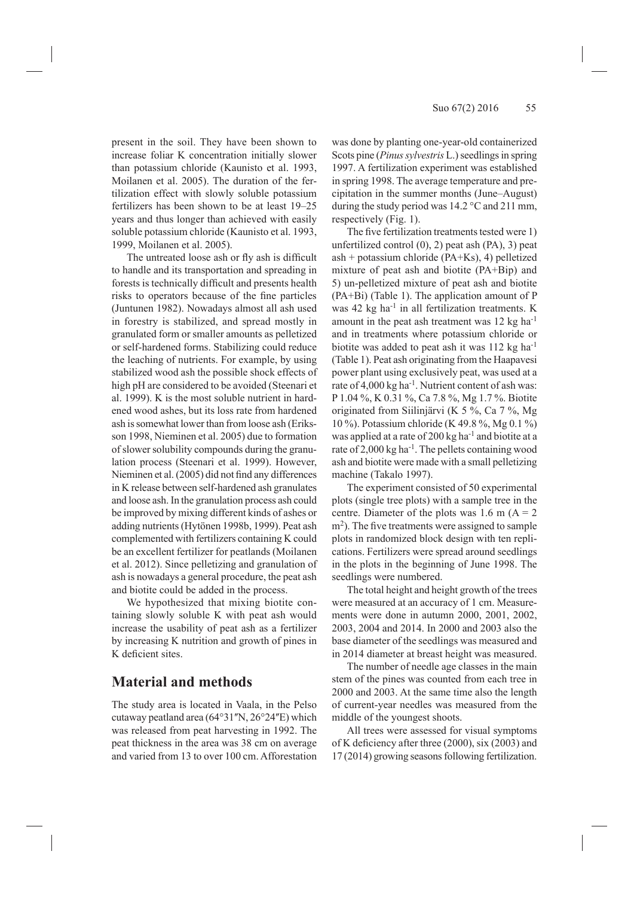present in the soil. They have been shown to increase foliar K concentration initially slower than potassium chloride (Kaunisto et al. 1993, Moilanen et al. 2005). The duration of the fertilization effect with slowly soluble potassium fertilizers has been shown to be at least 19–25 years and thus longer than achieved with easily soluble potassium chloride (Kaunisto et al. 1993, 1999, Moilanen et al. 2005).

The untreated loose ash or fly ash is difficult to handle and its transportation and spreading in forests is technically difficult and presents health risks to operators because of the fine particles (Juntunen 1982). Nowadays almost all ash used in forestry is stabilized, and spread mostly in granulated form or smaller amounts as pelletized or self-hardened forms. Stabilizing could reduce the leaching of nutrients. For example, by using stabilized wood ash the possible shock effects of high pH are considered to be avoided (Steenari et al. 1999). K is the most soluble nutrient in hardened wood ashes, but its loss rate from hardened ash is somewhat lower than from loose ash (Eriksson 1998, Nieminen et al. 2005) due to formation of slower solubility compounds during the granulation process (Steenari et al. 1999). However, Nieminen et al. (2005) did not find any differences in K release between self-hardened ash granulates and loose ash. In the granulation process ash could be improved by mixing different kinds of ashes or adding nutrients (Hytönen 1998b, 1999). Peat ash complemented with fertilizers containing K could be an excellent fertilizer for peatlands (Moilanen et al. 2012). Since pelletizing and granulation of ash is nowadays a general procedure, the peat ash and biotite could be added in the process.

We hypothesized that mixing biotite containing slowly soluble K with peat ash would increase the usability of peat ash as a fertilizer by increasing K nutrition and growth of pines in K deficient sites.

## Material and methods

The study area is located in Vaala, in the Pelso cutaway peatland area (64°31″N, 26°24″E) which was released from peat harvesting in 1992. The peat thickness in the area was 38 cm on average and varied from 13 to over 100 cm. Afforestation was done by planting one-year-old containerized Scots pine (*Pinus sylvestris* L.) seedlings in spring 1997. A fertilization experiment was established in spring 1998. The average temperature and precipitation in the summer months (June–August) during the study period was 14.2 °C and 211 mm, respectively (Fig. 1).

The five fertilization treatments tested were 1) unfertilized control (0), 2) peat ash (PA), 3) peat ash + potassium chloride (PA+Ks), 4) pelletized mixture of peat ash and biotite (PA+Bip) and 5) un-pelletized mixture of peat ash and biotite (PA+Bi) (Table 1). The application amount of P was 42 kg ha$^{-1}$ in all fertilization treatments. K amount in the peat ash treatment was 12 kg ha$^{-1}$ and in treatments where potassium chloride or biotite was added to peat ash it was 112 kg ha$^{-1}$ (Table 1). Peat ash originating from the Haapavesi power plant using exclusively peat, was used at a rate of 4,000 kg ha$^{-1}$. Nutrient content of ash was: P 1.04 %, K 0.31 %, Ca 7.8 %, Mg 1.7 %. Biotite originated from Siilinjärvi (K 5 %, Ca 7 %, Mg 10 %). Potassium chloride (K 49.8 %, Mg 0.1 %) was applied at a rate of 200 kg ha$^{-1}$ and biotite at a rate of 2,000 kg ha$^{-1}$. The pellets containing wood ash and biotite were made with a small pelletizing machine (Takalo 1997).

The experiment consisted of 50 experimental plots (single tree plots) with a sample tree in the centre. Diameter of the plots was 1.6 m ($A = 2$ m$^2$). The five treatments were assigned to sample plots in randomized block design with ten replications. Fertilizers were spread around seedlings in the plots in the beginning of June 1998. The seedlings were numbered.

The total height and height growth of the trees were measured at an accuracy of 1 cm. Measurements were done in autumn 2000, 2001, 2002, 2003, 2004 and 2014. In 2000 and 2003 also the base diameter of the seedlings was measured and in 2014 diameter at breast height was measured.

The number of needle age classes in the main stem of the pines was counted from each tree in 2000 and 2003. At the same time also the length of current-year needles was measured from the middle of the youngest shoots.

All trees were assessed for visual symptoms of K deficiency after three (2000), six (2003) and 17 (2014) growing seasons following fertilization.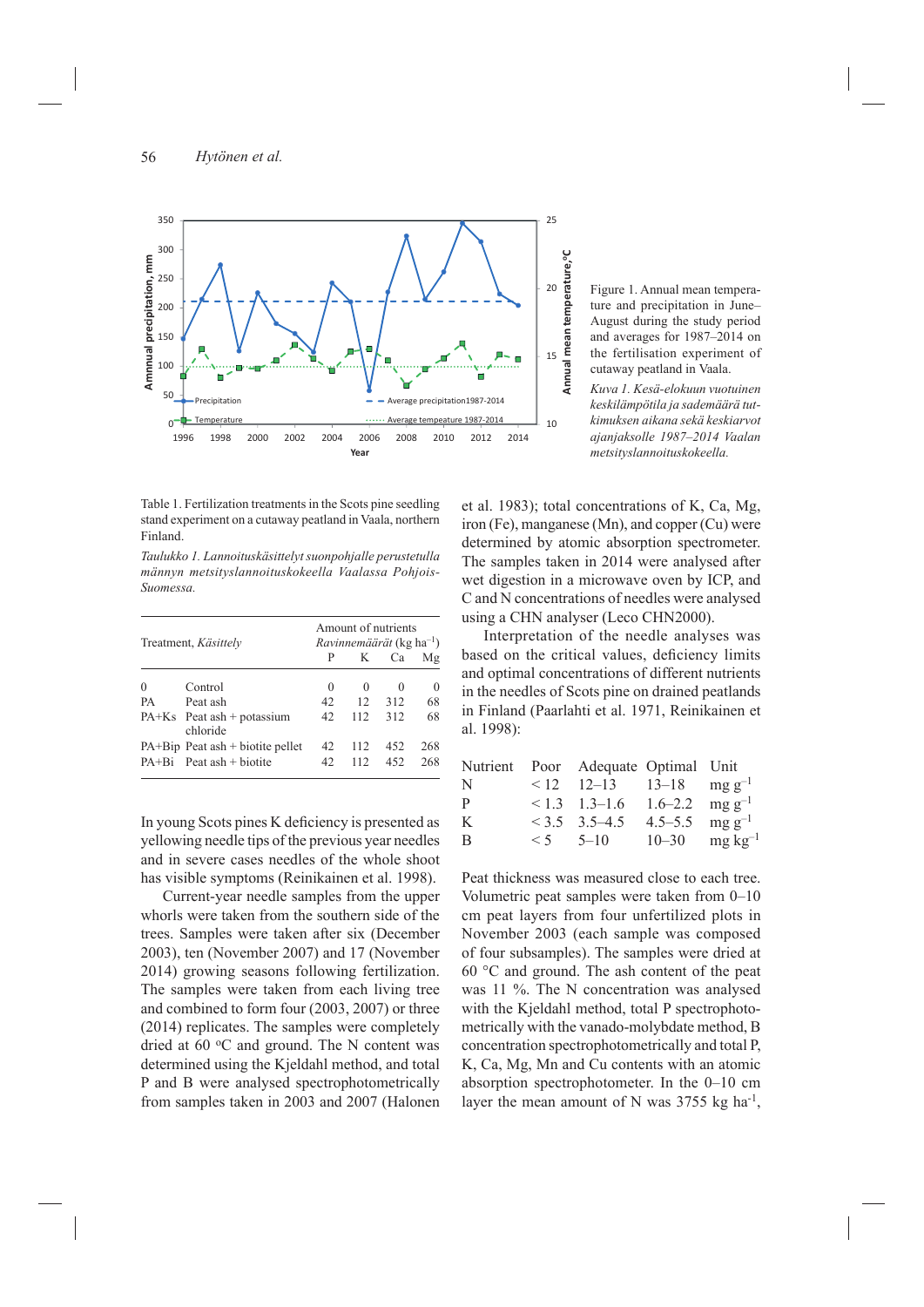350
300
250
200
150
100
50
0
Amnnual precipitation, mm
25
20
15
10
Annual mean temperature,°C
1996
1998
2000
2002
2004
2006
2008
2010
2012
2014
Year
Precipitation
Temperature
Average precipitation1987-2014
Average tempeature 1987-2014

Figure 1. Annual mean temperature and precipitation in June–August during the study period and averages for 1987–2014 on the fertilisation experiment of cutaway peatland in Vaala.

*Kuva 1. Kesä-elokuun vuotuinen keskilämpötila ja sademäärä tutkimuksen aikana sekä keskiarvot ajanjaksolle 1987–2014 Vaalan metsityslannoituskokeella.*

Table 1. Fertilization treatments in the Scots pine seedling stand experiment on a cutaway peatland in Vaala, northern Finland.

*Taulukko 1. Lannoituskäsittelyt suonpohjalle perustetulla männyn metsityslannoituskokeella Vaalassa Pohjois-Suomessa.*

| Treatment, *Käsittely* | | Amount of nutrients *Ravinnemäärät* (kg ha$^{-1}$) | | | |
|---|---|---|---|---|---|
| | | P | K | Ca | Mg |
| 0 | Control | 0 | 0 | 0 | 0 |
| PA | Peat ash | 42 | 12 | 312 | 68 |
| PA+Ks | Peat ash + potassium chloride | 42 | 112 | 312 | 68 |
| PA+Bip | Peat ash + biotite pellet | 42 | 112 | 452 | 268 |
| PA+Bi | Peat ash + biotite | 42 | 112 | 452 | 268 |

In young Scots pines K deficiency is presented as yellowing needle tips of the previous year needles and in severe cases needles of the whole shoot has visible symptoms (Reinikainen et al. 1998).

Current-year needle samples from the upper whorls were taken from the southern side of the trees. Samples were taken after six (December 2003), ten (November 2007) and 17 (November 2014) growing seasons following fertilization. The samples were taken from each living tree and combined to form four (2003, 2007) or three (2014) replicates. The samples were completely dried at 60 °C and ground. The N content was determined using the Kjeldahl method, and total P and B were analysed spectrophotometrically from samples taken in 2003 and 2007 (Halonen et al. 1983); total concentrations of K, Ca, Mg, iron (Fe), manganese (Mn), and copper (Cu) were determined by atomic absorption spectrometer. The samples taken in 2014 were analysed after wet digestion in a microwave oven by ICP, and C and N concentrations of needles were analysed using a CHN analyser (Leco CHN2000).

Interpretation of the needle analyses was based on the critical values, deficiency limits and optimal concentrations of different nutrients in the needles of Scots pine on drained peatlands in Finland (Paarlahti et al. 1971, Reinikainen et al. 1998):

| Nutrient | Poor | Adequate | Optimal | Unit |
|---|---|---|---|---|
| N | < 12 | 12–13 | 13–18 | mg g$^{-1}$ |
| P | < 1.3 | 1.3–1.6 | 1.6–2.2 | mg g$^{-1}$ |
| K | < 3.5 | 3.5–4.5 | 4.5–5.5 | mg g$^{-1}$ |
| B | < 5 | 5–10 | 10–30 | mg kg$^{-1}$ |

Peat thickness was measured close to each tree. Volumetric peat samples were taken from 0–10 cm peat layers from four unfertilized plots in November 2003 (each sample was composed of four subsamples). The samples were dried at 60 °C and ground. The ash content of the peat was 11 %. The N concentration was analysed with the Kjeldahl method, total P spectrophotometrically with the vanado-molybdate method, B concentration spectrophotometrically and total P, K, Ca, Mg, Mn and Cu contents with an atomic absorption spectrophotometer. In the 0–10 cm layer the mean amount of N was 3755 kg ha$^{-1}$,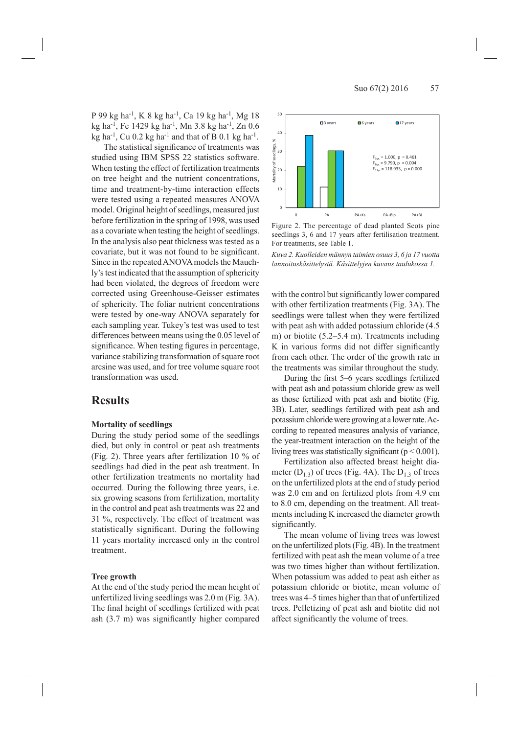P 99 kg ha$^{-1}$, K 8 kg ha$^{-1}$, Ca 19 kg ha$^{-1}$, Mg 18 kg ha$^{-1}$, Fe 1429 kg ha$^{-1}$, Mn 3.8 kg ha$^{-1}$, Zn 0.6 kg ha$^{-1}$, Cu 0.2 kg ha$^{-1}$ and that of B 0.1 kg ha$^{-1}$.

The statistical significance of treatments was studied using IBM SPSS 22 statistics software. When testing the effect of fertilization treatments on tree height and the nutrient concentrations, time and treatment-by-time interaction effects were tested using a repeated measures ANOVA model. Original height of seedlings, measured just before fertilization in the spring of 1998, was used as a covariate when testing the height of seedlings. In the analysis also peat thickness was tested as a covariate, but it was not found to be significant. Since in the repeated ANOVA models the Mauchly's test indicated that the assumption of sphericity had been violated, the degrees of freedom were corrected using Greenhouse-Geisser estimates of sphericity. The foliar nutrient concentrations were tested by one-way ANOVA separately for each sampling year. Tukey's test was used to test differences between means using the 0.05 level of significance. When testing figures in percentage, variance stabilizing transformation of square root arcsine was used, and for tree volume square root transformation was used.

## Results

### Mortality of seedlings

During the study period some of the seedlings died, but only in control or peat ash treatments (Fig. 2). Three years after fertilization 10 % of seedlings had died in the peat ash treatment. In other fertilization treatments no mortality had occurred. During the following three years, i.e. six growing seasons from fertilization, mortality in the control and peat ash treatments was 22 and 31 %, respectively. The effect of treatment was statistically significant. During the following 11 years mortality increased only in the control treatment.

### Tree growth

At the end of the study period the mean height of unfertilized living seedlings was 2.0 m (Fig. 3A). The final height of seedlings fertilized with peat ash (3.7 m) was significantly higher compared with the control but significantly lower compared with other fertilization treatments (Fig. 3A). The seedlings were tallest when they were fertilized with peat ash with added potassium chloride (4.5 m) or biotite (5.2–5.4 m). Treatments including K in various forms did not differ significantly from each other. The order of the growth rate in the treatments was similar throughout the study.

During the first 5–6 years seedlings fertilized with peat ash and potassium chloride grew as well as those fertilized with peat ash and biotite (Fig. 3B). Later, seedlings fertilized with peat ash and potassium chloride were growing at a lower rate. According to repeated measures analysis of variance, the year-treatment interaction on the height of the living trees was statistically significant ($p < 0.001$).

Fertilization also affected breast height diameter ($D_{1.3}$) of trees (Fig. 4A). The $D_{1.3}$ of trees on the unfertilized plots at the end of study period was 2.0 cm and on fertilized plots from 4.9 cm to 8.0 cm, depending on the treatment. All treatments including K increased the diameter growth significantly.

The mean volume of living trees was lowest on the unfertilized plots (Fig. 4B). In the treatment fertilized with peat ash the mean volume of a tree was two times higher than without fertilization. When potassium was added to peat ash either as potassium chloride or biotite, mean volume of trees was 4–5 times higher than that of unfertilized trees. Pelletizing of peat ash and biotite did not affect significantly the volume of trees.

Mortality of seedlings, %

3 years
6 years
17 years

$F_{3yr} = 1.000,\ p = 0.461$
$F_{6yr} = 9.790,\ p = 0.004$
$F_{17yr} = 118.933,\ p = 0.000$

0, PA, PA+Ks, PA+Bip, PA+Bi

Figure 2. The percentage of dead planted Scots pine seedlings 3, 6 and 17 years after fertilisation treatment. For treatments, see Table 1.

*Kuva 2. Kuolleiden männyn taimien osuus 3, 6 ja 17 vuotta lannoituskäsittelystä. Käsittelyjen kuvaus taulukossa 1.*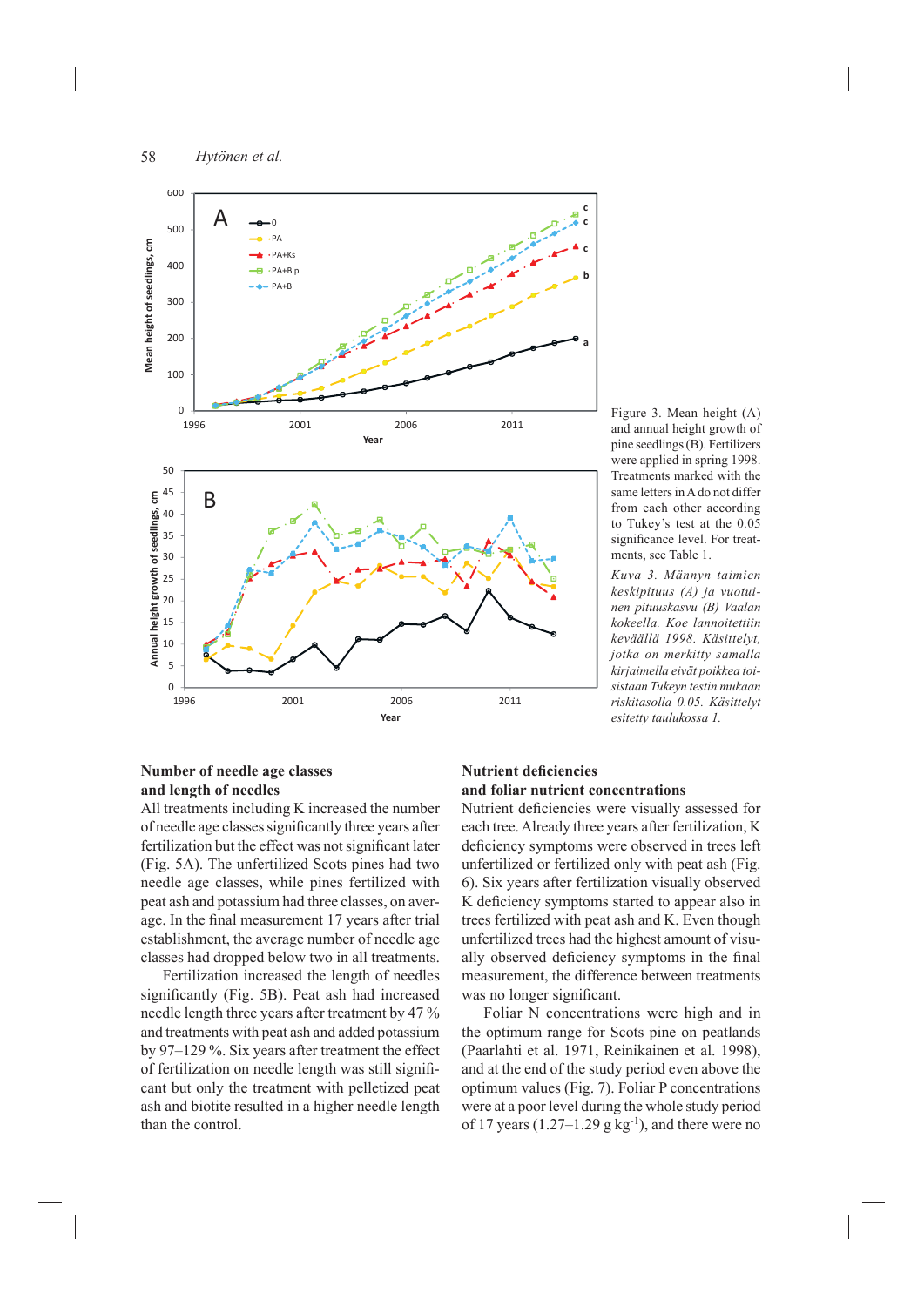A

600
500
400
300
200
100
0

Mean height of seedlings, cm

1996 2001 2006 2011

Year

0
PA
PA+Ks
PA+Bip
PA+Bi

c
c
c
b
a

B

50
45
40
35
30
25
20
15
10
5
0

Annual height growth of seedlings, cm

1996 2001 2006 2011

Year

Figure 3. Mean height (A) and annual height growth of pine seedlings (B). Fertilizers were applied in spring 1998. Treatments marked with the same letters in A do not differ from each other according to Tukey's test at the 0.05 significance level. For treatments, see Table 1.

*Kuva 3. Männyn taimien keskipituus (A) ja vuotuinen pituuskasvu (B) Vaalan kokeella. Koe lannoitettiin keväällä 1998. Käsittelyt, jotka on merkitty samalla kirjaimella eivät poikkea toisistaan Tukeyn testin mukaan riskitasolla 0.05. Käsittelyt esitetty taulukossa 1.*

## Number of needle age classes and length of needles

All treatments including K increased the number of needle age classes significantly three years after fertilization but the effect was not significant later (Fig. 5A). The unfertilized Scots pines had two needle age classes, while pines fertilized with peat ash and potassium had three classes, on average. In the final measurement 17 years after trial establishment, the average number of needle age classes had dropped below two in all treatments.

Fertilization increased the length of needles significantly (Fig. 5B). Peat ash had increased needle length three years after treatment by 47 % and treatments with peat ash and added potassium by 97–129 %. Six years after treatment the effect of fertilization on needle length was still significant but only the treatment with pelletized peat ash and biotite resulted in a higher needle length than the control.

## Nutrient deficiencies and foliar nutrient concentrations

Nutrient deficiencies were visually assessed for each tree. Already three years after fertilization, K deficiency symptoms were observed in trees left unfertilized or fertilized only with peat ash (Fig. 6). Six years after fertilization visually observed K deficiency symptoms started to appear also in trees fertilized with peat ash and K. Even though unfertilized trees had the highest amount of visually observed deficiency symptoms in the final measurement, the difference between treatments was no longer significant.

Foliar N concentrations were high and in the optimum range for Scots pine on peatlands (Paarlahti et al. 1971, Reinikainen et al. 1998), and at the end of the study period even above the optimum values (Fig. 7). Foliar P concentrations were at a poor level during the whole study period of 17 years (1.27–1.29 g $kg^{-1}$), and there were no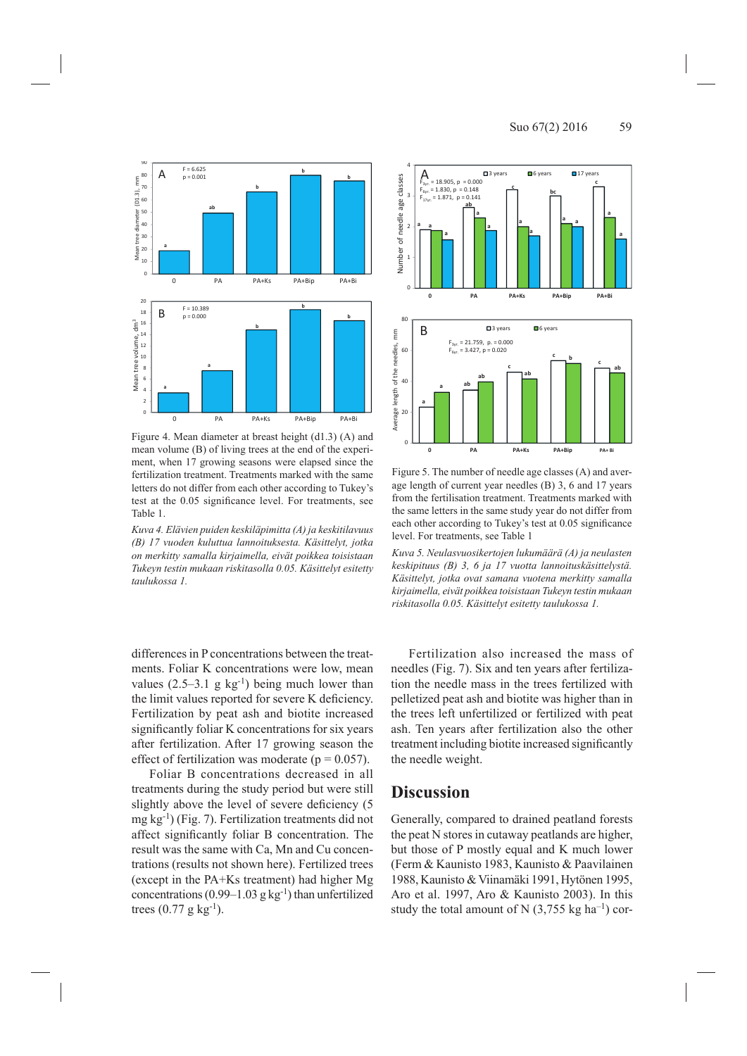A
F = 6.625
p = 0.001
Mean tree diameter (D1.3), mm
a ab b b b
0 PA PA+Ks PA+Bip PA+Bi

B
F = 10.389
p = 0.000
Mean tree volume, dm³
a a b b b
0 PA PA+Ks PA+Bip PA+Bi

Figure 4. Mean diameter at breast height (d1.3) (A) and mean volume (B) of living trees at the end of the experiment, when 17 growing seasons were elapsed since the fertilization treatment. Treatments marked with the same letters do not differ from each other according to Tukey's test at the 0.05 significance level. For treatments, see Table 1.

*Kuva 4. Elävien puiden keskiläpimitta (A) ja keskitilavuus (B) 17 vuoden kuluttua lannoituksesta. Käsittelyt, jotka on merkitty samalla kirjaimella, eivät poikkea toisistaan Tukeyn testin mukaan riskitasolla 0.05. Käsittelyt esitetty taulukossa 1.*

A
3 years 6 years 17 years
$F_{3yr.}$ = 18.905, p = 0.000
$F_{6yr.}$ = 1.830, p = 0.148
$F_{17yr.}$ = 1.871, p = 0.141
Number of needle age classes
0 PA PA+Ks PA+Bip PA+Bi

B
3 years 6 years
$F_{3yr.}$ = 21.759, p. = 0.000
$F_{6yr.}$ = 3.427, p = 0.020
Average length of the needles, mm
0 PA PA+Ks PA+Bip PA+Bi

Figure 5. The number of needle age classes (A) and average length of current year needles (B) 3, 6 and 17 years from the fertilisation treatment. Treatments marked with the same letters in the same study year do not differ from each other according to Tukey's test at 0.05 significance level. For treatments, see Table 1

*Kuva 5. Neulasvuosikertojen lukumäärä (A) ja neulasten keskipituus (B) 3, 6 ja 17 vuotta lannoituskäsittelystä. Käsittelyt, jotka ovat samana vuotena merkitty samalla kirjaimella, eivät poikkea toisistaan Tukeyn testin mukaan riskitasolla 0.05. Käsittelyt esitetty taulukossa 1.*

differences in P concentrations between the treatments. Foliar K concentrations were low, mean values (2.5–3.1 g $kg^{-1}$) being much lower than the limit values reported for severe K deficiency. Fertilization by peat ash and biotite increased significantly foliar K concentrations for six years after fertilization. After 17 growing season the effect of fertilization was moderate ($p = 0.057$).

Foliar B concentrations decreased in all treatments during the study period but were still slightly above the level of severe deficiency (5 mg $kg^{-1}$) (Fig. 7). Fertilization treatments did not affect significantly foliar B concentration. The result was the same with Ca, Mn and Cu concentrations (results not shown here). Fertilized trees (except in the PA+Ks treatment) had higher Mg concentrations (0.99–1.03 g $kg^{-1}$) than unfertilized trees (0.77 g $kg^{-1}$).

Fertilization also increased the mass of needles (Fig. 7). Six and ten years after fertilization the needle mass in the trees fertilized with pelletized peat ash and biotite was higher than in the trees left unfertilized or fertilized with peat ash. Ten years after fertilization also the other treatment including biotite increased significantly the needle weight.

## Discussion

Generally, compared to drained peatland forests the peat N stores in cutaway peatlands are higher, but those of P mostly equal and K much lower (Ferm & Kaunisto 1983, Kaunisto & Paavilainen 1988, Kaunisto & Viinamäki 1991, Hytönen 1995, Aro et al. 1997, Aro & Kaunisto 2003). In this study the total amount of N (3,755 kg $ha^{-1}$) cor-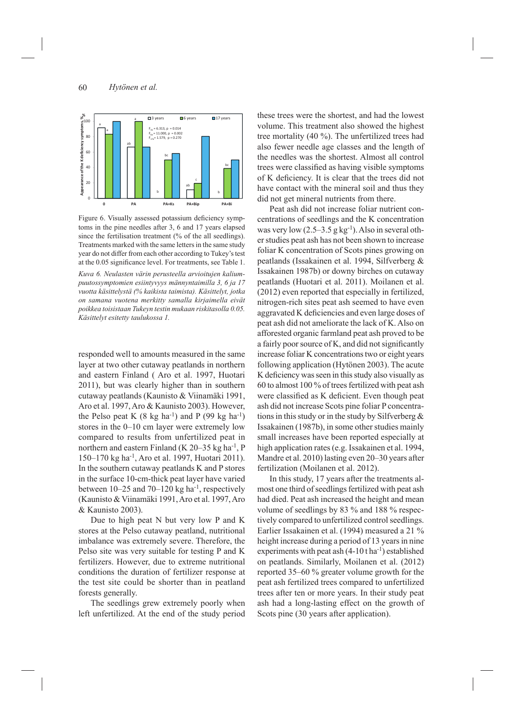Appearance of the K deficiency symptoms, %

100

80

60

40

20

0

□ 3 years ■ 6 years ■ 17 years

$F_{3a}$ = 6.313, p = 0.014

$F_{6a}$ = 11.000, p = 0.002

$F_{17a}$ = 1.579, p = 0.270

a a a ab bc b ab c bc b

0 PA PA+Ks PA+Bip PA+Bi

Figure 6. Visually assessed potassium deficiency symptoms in the pine needles after 3, 6 and 17 years elapsed since the fertilisation treatment (% of the all seedlings). Treatments marked with the same letters in the same study year do not differ from each other according to Tukey's test at the 0.05 significance level. For treatments, see Table 1.

*Kuva 6. Neulasten värin perusteella arvioitujen kaliumpuutossymptomien esiintyvyys männyntaimilla 3, 6 ja 17 vuotta käsittelystä (% kaikista taimista). Käsittelyt, jotka on samana vuotena merkitty samalla kirjaimella eivät poikkea toisistaan Tukeyn testin mukaan riskitasolla 0.05. Käsittelyt esitetty taulukossa 1.*

responded well to amounts measured in the same layer at two other cutaway peatlands in northern and eastern Finland ( Aro et al. 1997, Huotari 2011), but was clearly higher than in southern cutaway peatlands (Kaunisto & Viinamäki 1991, Aro et al. 1997, Aro & Kaunisto 2003). However, the Pelso peat K (8 kg ha$^{-1}$) and P (99 kg ha$^{-1}$) stores in the 0–10 cm layer were extremely low compared to results from unfertilized peat in northern and eastern Finland (K 20–35 kg ha$^{-1}$, P 150–170 kg ha$^{-1}$, Aro et al. 1997, Huotari 2011). In the southern cutaway peatlands K and P stores in the surface 10-cm-thick peat layer have varied between 10–25 and 70–120 kg ha$^{-1}$, respectively (Kaunisto & Viinamäki 1991, Aro et al. 1997, Aro & Kaunisto 2003).

Due to high peat N but very low P and K stores at the Pelso cutaway peatland, nutritional imbalance was extremely severe. Therefore, the Pelso site was very suitable for testing P and K fertilizers. However, due to extreme nutritional conditions the duration of fertilizer response at the test site could be shorter than in peatland forests generally.

The seedlings grew extremely poorly when left unfertilized. At the end of the study period these trees were the shortest, and had the lowest volume. This treatment also showed the highest tree mortality (40 %). The unfertilized trees had also fewer needle age classes and the length of the needles was the shortest. Almost all control trees were classified as having visible symptoms of K deficiency. It is clear that the trees did not have contact with the mineral soil and thus they did not get mineral nutrients from there.

Peat ash did not increase foliar nutrient concentrations of seedlings and the K concentration was very low (2.5–3.5 g kg$^{-1}$). Also in several other studies peat ash has not been shown to increase foliar K concentration of Scots pines growing on peatlands (Issakainen et al. 1994, Silfverberg & Issakainen 1987b) or downy birches on cutaway peatlands (Huotari et al. 2011). Moilanen et al. (2012) even reported that especially in fertilized, nitrogen-rich sites peat ash seemed to have even aggravated K deficiencies and even large doses of peat ash did not ameliorate the lack of K. Also on afforested organic farmland peat ash proved to be a fairly poor source of K, and did not significantly increase foliar K concentrations two or eight years following application (Hytönen 2003). The acute K deficiency was seen in this study also visually as 60 to almost 100 % of trees fertilized with peat ash were classified as K deficient. Even though peat ash did not increase Scots pine foliar P concentrations in this study or in the study by Silfverberg & Issakainen (1987b), in some other studies mainly small increases have been reported especially at high application rates (e.g. Issakainen et al. 1994, Mandre et al. 2010) lasting even 20–30 years after fertilization (Moilanen et al. 2012).

In this study, 17 years after the treatments almost one third of seedlings fertilized with peat ash had died. Peat ash increased the height and mean volume of seedlings by 83 % and 188 % respectively compared to unfertilized control seedlings. Earlier Issakainen et al. (1994) measured a 21 % height increase during a period of 13 years in nine experiments with peat ash (4-10 t ha$^{-1}$) established on peatlands. Similarly, Moilanen et al. (2012) reported 35–60 % greater volume growth for the peat ash fertilized trees compared to unfertilized trees after ten or more years. In their study peat ash had a long-lasting effect on the growth of Scots pine (30 years after application).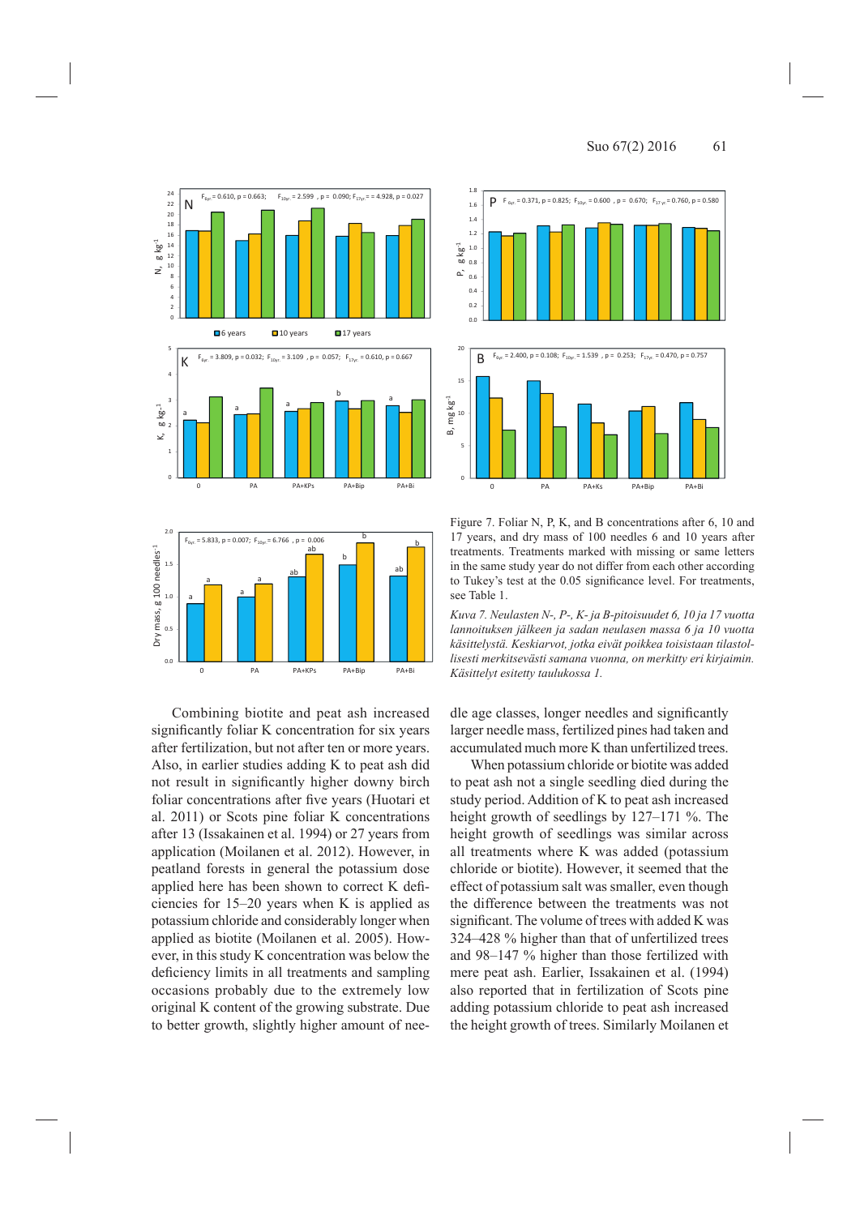N

$F_{6yr}$ = 0.610, p = 0.663; $F_{10yr}$ = 2.599 , p = 0.090; $F_{17yr}$ = 4.928, p = 0.027

N, g kg$^{-1}$

6 years 10 years 17 years

P

$F_{6yr}$ = 0.371, p = 0.825; $F_{10yr}$ = 0.600 , p = 0.670; $F_{17yr}$ = 0.760, p = 0.580

P, g kg$^{-1}$

K

$F_{6yr}$ = 3.809, p = 0.032; $F_{10yr}$ = 3.109 , p = 0.057; $F_{17yr}$ = 0.610, p = 0.667

K, g kg$^{-1}$

0 PA PA+KPs PA+Bip PA+Bi

B

$F_{6yr}$ = 2.400, p = 0.108; $F_{10yr}$ = 1.539 , p = 0.253; $F_{17yr}$ = 0.470, p = 0.757

B, mg kg$^{-1}$

0 PA PA+Ks PA+Bip PA+Bi

$F_{6yr}$ = 5.833, p = 0.007; $F_{10yr}$ = 6.766 , p = 0.006

Dry mass, g 100 needles$^{-1}$

0 PA PA+KPs PA+Bip PA+Bi

Figure 7. Foliar N, P, K, and B concentrations after 6, 10 and 17 years, and dry mass of 100 needles 6 and 10 years after treatments. Treatments marked with missing or same letters in the same study year do not differ from each other according to Tukey's test at the 0.05 significance level. For treatments, see Table 1.

*Kuva 7. Neulasten N-, P-, K- ja B-pitoisuudet 6, 10 ja 17 vuotta lannoituksen jälkeen ja sadan neulasen massa 6 ja 10 vuotta käsittelystä. Keskiarvot, jotka eivät poikkea toisistaan tilastollisesti merkitsevästi samana vuonna, on merkitty eri kirjaimin. Käsittelyt esitetty taulukossa 1.*

Combining biotite and peat ash increased significantly foliar K concentration for six years after fertilization, but not after ten or more years. Also, in earlier studies adding K to peat ash did not result in significantly higher downy birch foliar concentrations after five years (Huotari et al. 2011) or Scots pine foliar K concentrations after 13 (Issakainen et al. 1994) or 27 years from application (Moilanen et al. 2012). However, in peatland forests in general the potassium dose applied here has been shown to correct K deficiencies for 15–20 years when K is applied as potassium chloride and considerably longer when applied as biotite (Moilanen et al. 2005). However, in this study K concentration was below the deficiency limits in all treatments and sampling occasions probably due to the extremely low original K content of the growing substrate. Due to better growth, slightly higher amount of needle age classes, longer needles and significantly larger needle mass, fertilized pines had taken and accumulated much more K than unfertilized trees.

When potassium chloride or biotite was added to peat ash not a single seedling died during the study period. Addition of K to peat ash increased height growth of seedlings by 127–171 %. The height growth of seedlings was similar across all treatments where K was added (potassium chloride or biotite). However, it seemed that the effect of potassium salt was smaller, even though the difference between the treatments was not significant. The volume of trees with added K was 324–428 % higher than that of unfertilized trees and 98–147 % higher than those fertilized with mere peat ash. Earlier, Issakainen et al. (1994) also reported that in fertilization of Scots pine adding potassium chloride to peat ash increased the height growth of trees. Similarly Moilanen et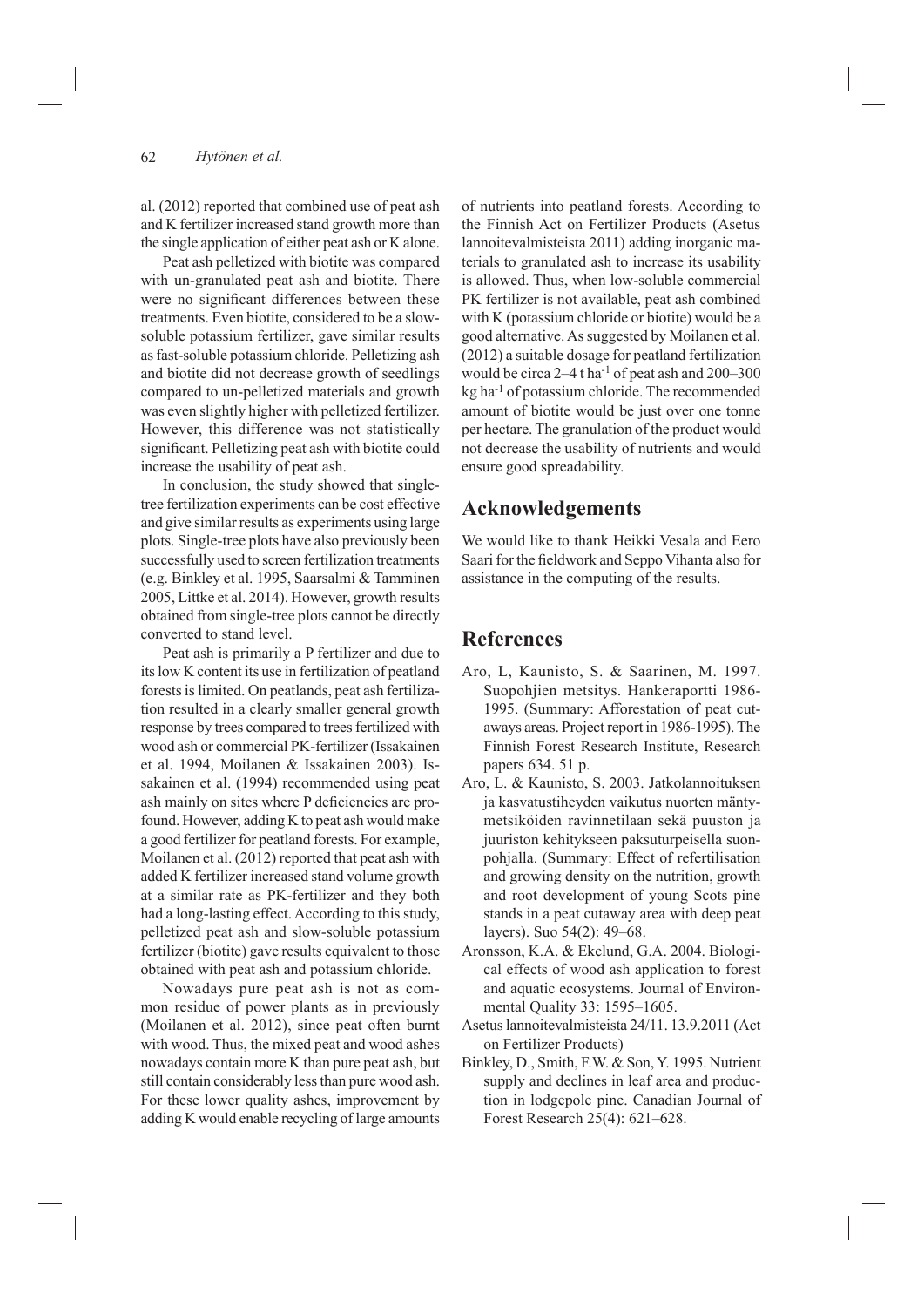al. (2012) reported that combined use of peat ash and K fertilizer increased stand growth more than the single application of either peat ash or K alone.

Peat ash pelletized with biotite was compared with un-granulated peat ash and biotite. There were no significant differences between these treatments. Even biotite, considered to be a slow-soluble potassium fertilizer, gave similar results as fast-soluble potassium chloride. Pelletizing ash and biotite did not decrease growth of seedlings compared to un-pelletized materials and growth was even slightly higher with pelletized fertilizer. However, this difference was not statistically significant. Pelletizing peat ash with biotite could increase the usability of peat ash.

In conclusion, the study showed that single-tree fertilization experiments can be cost effective and give similar results as experiments using large plots. Single-tree plots have also previously been successfully used to screen fertilization treatments (e.g. Binkley et al. 1995, Saarsalmi & Tamminen 2005, Littke et al. 2014). However, growth results obtained from single-tree plots cannot be directly converted to stand level.

Peat ash is primarily a P fertilizer and due to its low K content its use in fertilization of peatland forests is limited. On peatlands, peat ash fertilization resulted in a clearly smaller general growth response by trees compared to trees fertilized with wood ash or commercial PK-fertilizer (Issakainen et al. 1994, Moilanen & Issakainen 2003). Issakainen et al. (1994) recommended using peat ash mainly on sites where P deficiencies are profound. However, adding K to peat ash would make a good fertilizer for peatland forests. For example, Moilanen et al. (2012) reported that peat ash with added K fertilizer increased stand volume growth at a similar rate as PK-fertilizer and they both had a long-lasting effect. According to this study, pelletized peat ash and slow-soluble potassium fertilizer (biotite) gave results equivalent to those obtained with peat ash and potassium chloride.

Nowadays pure peat ash is not as common residue of power plants as in previously (Moilanen et al. 2012), since peat often burnt with wood. Thus, the mixed peat and wood ashes nowadays contain more K than pure peat ash, but still contain considerably less than pure wood ash. For these lower quality ashes, improvement by adding K would enable recycling of large amounts of nutrients into peatland forests. According to the Finnish Act on Fertilizer Products (Asetus lannoitevalmisteista 2011) adding inorganic materials to granulated ash to increase its usability is allowed. Thus, when low-soluble commercial PK fertilizer is not available, peat ash combined with K (potassium chloride or biotite) would be a good alternative. As suggested by Moilanen et al. (2012) a suitable dosage for peatland fertilization would be circa 2–4 t ha$^{-1}$ of peat ash and 200–300 kg ha$^{-1}$ of potassium chloride. The recommended amount of biotite would be just over one tonne per hectare. The granulation of the product would not decrease the usability of nutrients and would ensure good spreadability.

## Acknowledgements

We would like to thank Heikki Vesala and Eero Saari for the fieldwork and Seppo Vihanta also for assistance in the computing of the results.

## References

Aro, L, Kaunisto, S. & Saarinen, M. 1997. Suopohjien metsitys. Hankeraportti 1986-1995. (Summary: Afforestation of peat cutaways areas. Project report in 1986-1995). The Finnish Forest Research Institute, Research papers 634. 51 p.

Aro, L. & Kaunisto, S. 2003. Jatkolannoituksen ja kasvatustiheyden vaikutus nuorten mäntymetsiköiden ravinnetilaan sekä puuston ja juuriston kehitykseen paksuturpeisella suonpohjalla. (Summary: Effect of refertilisation and growing density on the nutrition, growth and root development of young Scots pine stands in a peat cutaway area with deep peat layers). Suo 54(2): 49–68.

Aronsson, K.A. & Ekelund, G.A. 2004. Biological effects of wood ash application to forest and aquatic ecosystems. Journal of Environmental Quality 33: 1595–1605.

Asetus lannoitevalmisteista 24/11. 13.9.2011 (Act on Fertilizer Products)

Binkley, D., Smith, F.W. & Son, Y. 1995. Nutrient supply and declines in leaf area and production in lodgepole pine. Canadian Journal of Forest Research 25(4): 621–628.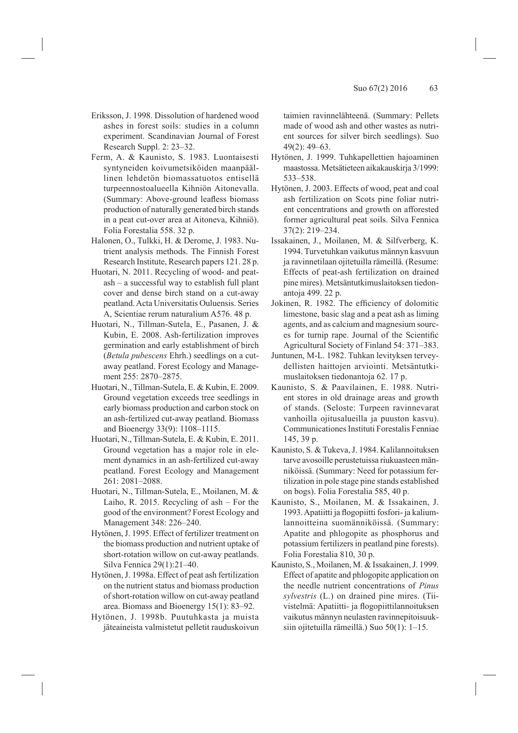Eriksson, J. 1998. Dissolution of hardened wood ashes in forest soils: studies in a column experiment. Scandinavian Journal of Forest Research Suppl. 2: 23–32.

Ferm, A. & Kaunisto, S. 1983. Luontaisesti syntyneiden koivumetsiköiden maanpäällinen lehdetön biomassatuotos entisellä turpeennostoalueella Kihniön Aitonevalla. (Summary: Above-ground leafless biomass production of naturally generated birch stands in a peat cut-over area at Aitoneva, Kihniö). Folia Forestalia 558. 32 p.

Halonen, O., Tulkki, H. & Derome, J. 1983. Nutrient analysis methods. The Finnish Forest Research Institute, Research papers 121. 28 p.

Huotari, N. 2011. Recycling of wood- and peat-ash – a successful way to establish full plant cover and dense birch stand on a cut-away peatland. Acta Universitatis Ouluensis. Series A, Scientiae rerum naturalium A576. 48 p.

Huotari, N., Tillman-Sutela, E., Pasanen, J. & Kubin, E. 2008. Ash-fertilization improves germination and early establishment of birch (*Betula pubescens* Ehrh.) seedlings on a cut-away peatland. Forest Ecology and Management 255: 2870–2875.

Huotari, N., Tillman-Sutela, E. & Kubin, E. 2009. Ground vegetation exceeds tree seedlings in early biomass production and carbon stock on an ash-fertilized cut-away peatland. Biomass and Bioenergy 33(9): 1108–1115.

Huotari, N., Tillman-Sutela, E. & Kubin, E. 2011. Ground vegetation has a major role in element dynamics in an ash-fertilized cut-away peatland. Forest Ecology and Management 261: 2081–2088.

Huotari, N., Tillman-Sutela, E., Moilanen, M. & Laiho, R. 2015. Recycling of ash – For the good of the environment? Forest Ecology and Management 348: 226–240.

Hytönen, J. 1995. Effect of fertilizer treatment on the biomass production and nutrient uptake of short-rotation willow on cut-away peatlands. Silva Fennica 29(1):21–40.

Hytönen, J. 1998a. Effect of peat ash fertilization on the nutrient status and biomass production of short-rotation willow on cut-away peatland area. Biomass and Bioenergy 15(1): 83–92.

Hytönen, J. 1998b. Puutuhkasta ja muista jäteaineista valmistetut pelletit rauduskoivun taimien ravinnelähteenä. (Summary: Pellets made of wood ash and other wastes as nutrient sources for silver birch seedlings). Suo 49(2): 49–63.

Hytönen, J. 1999. Tuhkapellettien hajoaminen maastossa. Metsätieteen aikakauskirja 3/1999: 533–538.

Hytönen, J. 2003. Effects of wood, peat and coal ash fertilization on Scots pine foliar nutrient concentrations and growth on afforested former agricultural peat soils. Silva Fennica 37(2): 219–234.

Issakainen, J., Moilanen, M. & Silfverberg, K. 1994. Turvetuhkan vaikutus männyn kasvuun ja ravinnetilaan ojitetuilla rämeillä. (Resume: Effects of peat-ash fertilization on drained pine mires). Metsäntutkimuslaitoksen tiedonantoja 499. 22 p.

Jokinen, R. 1982. The efficiency of dolomitic limestone, basic slag and a peat ash as liming agents, and as calcium and magnesium sources for turnip rape. Journal of the Scientific Agricultural Society of Finland 54: 371–383.

Juntunen, M-L. 1982. Tuhkan levityksen terveydellisten haittojen arviointi. Metsäntutkimuslaitoksen tiedonantoja 62. 17 p.

Kaunisto, S. & Paavilainen, E. 1988. Nutrient stores in old drainage areas and growth of stands. (Seloste: Turpeen ravinnevarat vanhoilla ojitusalueilla ja puuston kasvu). Communicationes Instituti Forestalis Fenniae 145, 39 p.

Kaunisto, S. & Tukeva, J. 1984. Kalilannoituksen tarve avosoille perustetuissa riukuasteen männiköissä. (Summary: Need for potassium fertilization in pole stage pine stands established on bogs). Folia Forestalia 585, 40 p.

Kaunisto, S., Moilanen, M. & Issakainen, J. 1993. Apatiitti ja flogopiitti fosfori- ja kaliumlannoitteina suomänniköissä. (Summary: Apatite and phlogopite as phosphorus and potassium fertilizers in peatland pine forests). Folia Forestalia 810, 30 p.

Kaunisto, S., Moilanen, M. & Issakainen, J. 1999. Effect of apatite and phlogopite application on the needle nutrient concentrations of *Pinus sylvestris* (L.) on drained pine mires. (Tiivistelmä: Apatiitti- ja flogopiittilannoituksen vaikutus männyn neulasten ravinnepitoisuuksiin ojitetuilla rämeillä.) Suo 50(1): 1–15.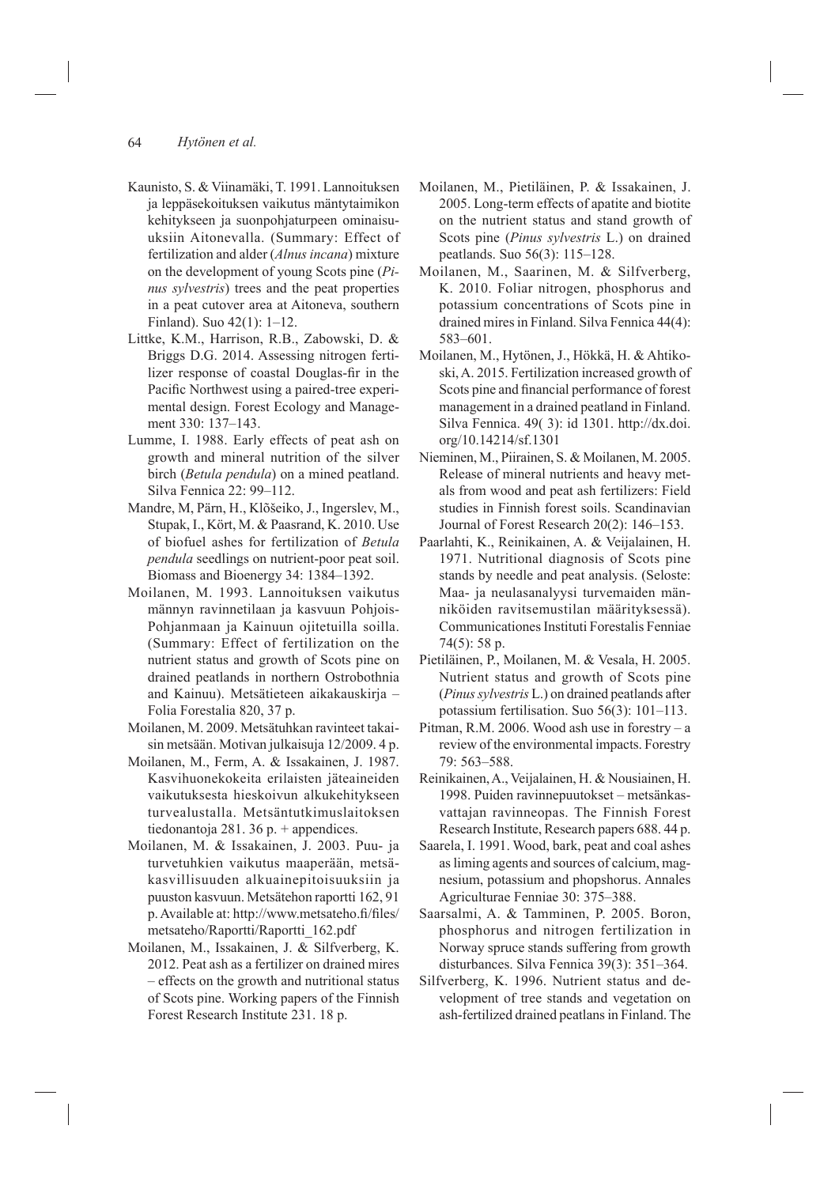Kaunisto, S. & Viinamäki, T. 1991. Lannoituksen ja leppäsekoituksen vaikutus mäntytaimikon kehitykseen ja suonpohjaturpeen ominaisuuksiin Aitonevalla. (Summary: Effect of fertilization and alder (*Alnus incana*) mixture on the development of young Scots pine (*Pinus sylvestris*) trees and the peat properties in a peat cutover area at Aitoneva, southern Finland). Suo 42(1): 1–12.

Littke, K.M., Harrison, R.B., Zabowski, D. & Briggs D.G. 2014. Assessing nitrogen fertilizer response of coastal Douglas-fir in the Pacific Northwest using a paired-tree experimental design. Forest Ecology and Management 330: 137–143.

Lumme, I. 1988. Early effects of peat ash on growth and mineral nutrition of the silver birch (*Betula pendula*) on a mined peatland. Silva Fennica 22: 99–112.

Mandre, M, Pärn, H., Klõšeiko, J., Ingerslev, M., Stupak, I., Kört, M. & Paasrand, K. 2010. Use of biofuel ashes for fertilization of *Betula pendula* seedlings on nutrient-poor peat soil. Biomass and Bioenergy 34: 1384–1392.

Moilanen, M. 1993. Lannoituksen vaikutus männyn ravinnetilaan ja kasvuun Pohjois-Pohjanmaan ja Kainuun ojitetuilla soilla. (Summary: Effect of fertilization on the nutrient status and growth of Scots pine on drained peatlands in northern Ostrobothnia and Kainuu). Metsätieteen aikakauskirja – Folia Forestalia 820, 37 p.

Moilanen, M. 2009. Metsätuhkan ravinteet takaisin metsään. Motivan julkaisuja 12/2009. 4 p.

Moilanen, M., Ferm, A. & Issakainen, J. 1987. Kasvihuonekokeita erilaisten jäteaineiden vaikutuksesta hieskoivun alkukehitykseen turvealustalla. Metsäntutkimuslaitoksen tiedonantoja 281. 36 p. + appendices.

Moilanen, M. & Issakainen, J. 2003. Puu- ja turvetuhkien vaikutus maaperään, metsäkasvillisuuden alkuainepitoisuuksiin ja puuston kasvuun. Metsätehon raportti 162, 91 p. Available at: http://www.metsateho.fi/files/metsateho/Raportti/Raportti_162.pdf

Moilanen, M., Issakainen, J. & Silfverberg, K. 2012. Peat ash as a fertilizer on drained mires – effects on the growth and nutritional status of Scots pine. Working papers of the Finnish Forest Research Institute 231. 18 p.

Moilanen, M., Pietiläinen, P. & Issakainen, J. 2005. Long-term effects of apatite and biotite on the nutrient status and stand growth of Scots pine (*Pinus sylvestris* L.) on drained peatlands. Suo 56(3): 115–128.

Moilanen, M., Saarinen, M. & Silfverberg, K. 2010. Foliar nitrogen, phosphorus and potassium concentrations of Scots pine in drained mires in Finland. Silva Fennica 44(4): 583–601.

Moilanen, M., Hytönen, J., Hökkä, H. & Ahtikoski, A. 2015. Fertilization increased growth of Scots pine and financial performance of forest management in a drained peatland in Finland. Silva Fennica. 49( 3): id 1301. http://dx.doi.org/10.14214/sf.1301

Nieminen, M., Piirainen, S. & Moilanen, M. 2005. Release of mineral nutrients and heavy metals from wood and peat ash fertilizers: Field studies in Finnish forest soils. Scandinavian Journal of Forest Research 20(2): 146–153.

Paarlahti, K., Reinikainen, A. & Veijalainen, H. 1971. Nutritional diagnosis of Scots pine stands by needle and peat analysis. (Seloste: Maa- ja neulasanalyysi turvemaiden männiköiden ravitsemustilan määrityksessä). Communicationes Instituti Forestalis Fenniae 74(5): 58 p.

Pietiläinen, P., Moilanen, M. & Vesala, H. 2005. Nutrient status and growth of Scots pine (*Pinus sylvestris* L.) on drained peatlands after potassium fertilisation. Suo 56(3): 101–113.

Pitman, R.M. 2006. Wood ash use in forestry – a review of the environmental impacts. Forestry 79: 563–588.

Reinikainen, A., Veijalainen, H. & Nousiainen, H. 1998. Puiden ravinnepuutokset – metsänkasvattajan ravinneopas. The Finnish Forest Research Institute, Research papers 688. 44 p.

Saarela, I. 1991. Wood, bark, peat and coal ashes as liming agents and sources of calcium, magnesium, potassium and phopshorus. Annales Agriculturae Fenniae 30: 375–388.

Saarsalmi, A. & Tamminen, P. 2005. Boron, phosphorus and nitrogen fertilization in Norway spruce stands suffering from growth disturbances. Silva Fennica 39(3): 351–364.

Silfverberg, K. 1996. Nutrient status and development of tree stands and vegetation on ash-fertilized drained peatlans in Finland. The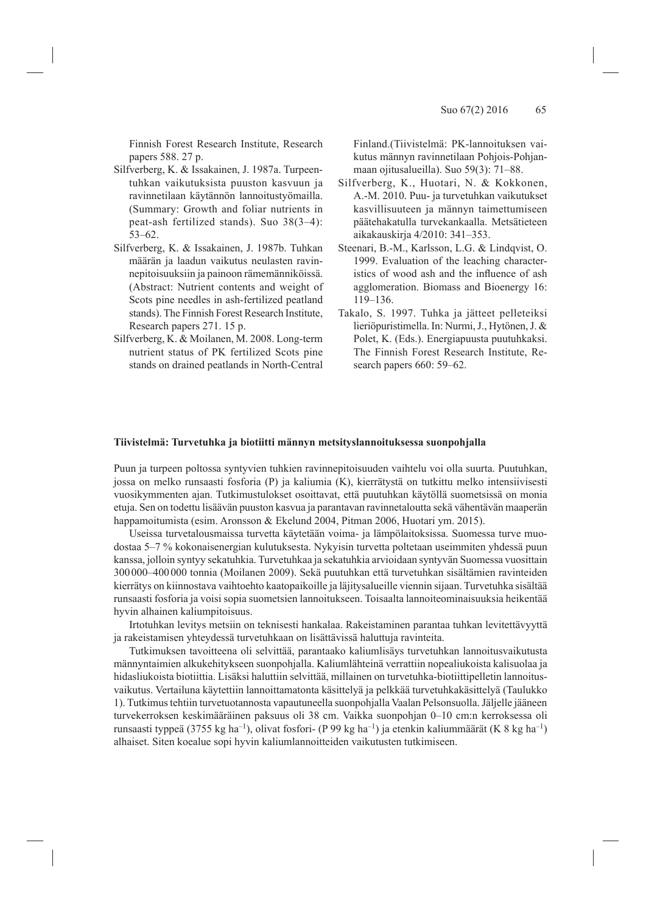Finnish Forest Research Institute, Research papers 588. 27 p.

Silfverberg, K. & Issakainen, J. 1987a. Turpeentuhkan vaikutuksista puuston kasvuun ja ravinnetilaan käytännön lannoitustyömailla. (Summary: Growth and foliar nutrients in peat-ash fertilized stands). Suo 38(3–4): 53–62.

Silfverberg, K. & Issakainen, J. 1987b. Tuhkan määrän ja laadun vaikutus neulasten ravinnepitoisuuksiin ja painoon rämemänniköissä. (Abstract: Nutrient contents and weight of Scots pine needles in ash-fertilized peatland stands). The Finnish Forest Research Institute, Research papers 271. 15 p.

Silfverberg, K. & Moilanen, M. 2008. Long-term nutrient status of PK fertilized Scots pine stands on drained peatlands in North-Central Finland.(Tiivistelmä: PK-lannoituksen vaikutus männyn ravinnetilaan Pohjois-Pohjanmaan ojitusalueilla). Suo 59(3): 71–88.

Silfverberg, K., Huotari, N. & Kokkonen, A.-M. 2010. Puu- ja turvetuhkan vaikutukset kasvillisuuteen ja männyn taimettumiseen päätehakatulla turvekankaalla. Metsätieteen aikakauskirja 4/2010: 341–353.

Steenari, B.-M., Karlsson, L.G. & Lindqvist, O. 1999. Evaluation of the leaching characteristics of wood ash and the influence of ash agglomeration. Biomass and Bioenergy 16: 119–136.

Takalo, S. 1997. Tuhka ja jätteet pelleteiksi lieriöpuristimella. In: Nurmi, J., Hytönen, J. & Polet, K. (Eds.). Energiapuusta puutuhkaksi. The Finnish Forest Research Institute, Research papers 660: 59–62.

**Tiivistelmä: Turvetuhka ja biotiitti männyn metsityslannoituksessa suonpohjalla**

Puun ja turpeen poltossa syntyvien tuhkien ravinnepitoisuuden vaihtelu voi olla suurta. Puutuhkan, jossa on melko runsaasti fosforia (P) ja kaliumia (K), kierrätystä on tutkittu melko intensiivisesti vuosikymmenten ajan. Tutkimustulokset osoittavat, että puutuhkan käytöllä suometsissä on monia etuja. Sen on todettu lisäävän puuston kasvua ja parantavan ravinnetaloutta sekä vähentävän maaperän happamoitumista (esim. Aronsson & Ekelund 2004, Pitman 2006, Huotari ym. 2015).

Useissa turvetalousmaissa turvetta käytetään voima- ja lämpölaitoksissa. Suomessa turve muodostaa 5–7 % kokonaisenergian kulutuksesta. Nykyisin turvetta poltetaan useimmiten yhdessä puun kanssa, jolloin syntyy sekatuhkia. Turvetuhkaa ja sekatuhkia arvioidaan syntyvän Suomessa vuosittain 300 000–400 000 tonnia (Moilanen 2009). Sekä puutuhkan että turvetuhkan sisältämien ravinteiden kierrätys on kiinnostava vaihtoehto kaatopaikoille ja läjitysalueille viennin sijaan. Turvetuhka sisältää runsaasti fosforia ja voisi sopia suometsien lannoitukseen. Toisaalta lannoiteominaisuuksia heikentää hyvin alhainen kaliumpitoisuus.

Irtotuhkan levitys metsiin on teknisesti hankalaa. Rakeistaminen parantaa tuhkan levitettävyyttä ja rakeistamisen yhteydessä turvetuhkaan on lisättävissä haluttuja ravinteita.

Tutkimuksen tavoitteena oli selvittää, parantaako kaliumlisäys turvetuhkan lannoitusvaikutusta männyntaimien alkukehitykseen suonpohjalla. Kaliumlähteinä verrattiin nopealiukoista kalisuolaa ja hidasliukoista biotiittia. Lisäksi haluttiin selvittää, millainen on turvetuhka-biotiittipelletin lannoitusvaikutus. Vertailuna käytettiin lannoittamatonta käsittelyä ja pelkkää turvetuhkakäsittelyä (Taulukko 1). Tutkimus tehtiin turvetuotannosta vapautuneella suonpohjalla Vaalan Pelsonsuolla. Jäljelle jääneen turvekerroksen keskimääräinen paksuus oli 38 cm. Vaikka suonpohjan 0–10 cm:n kerroksessa oli runsaasti typpeä (3755 kg $ha^{-1}$), olivat fosfori- (P 99 kg $ha^{-1}$) ja etenkin kaliummäärät (K 8 kg $ha^{-1}$) alhaiset. Siten koealue sopi hyvin kaliumlannoitteiden vaikutusten tutkimiseen.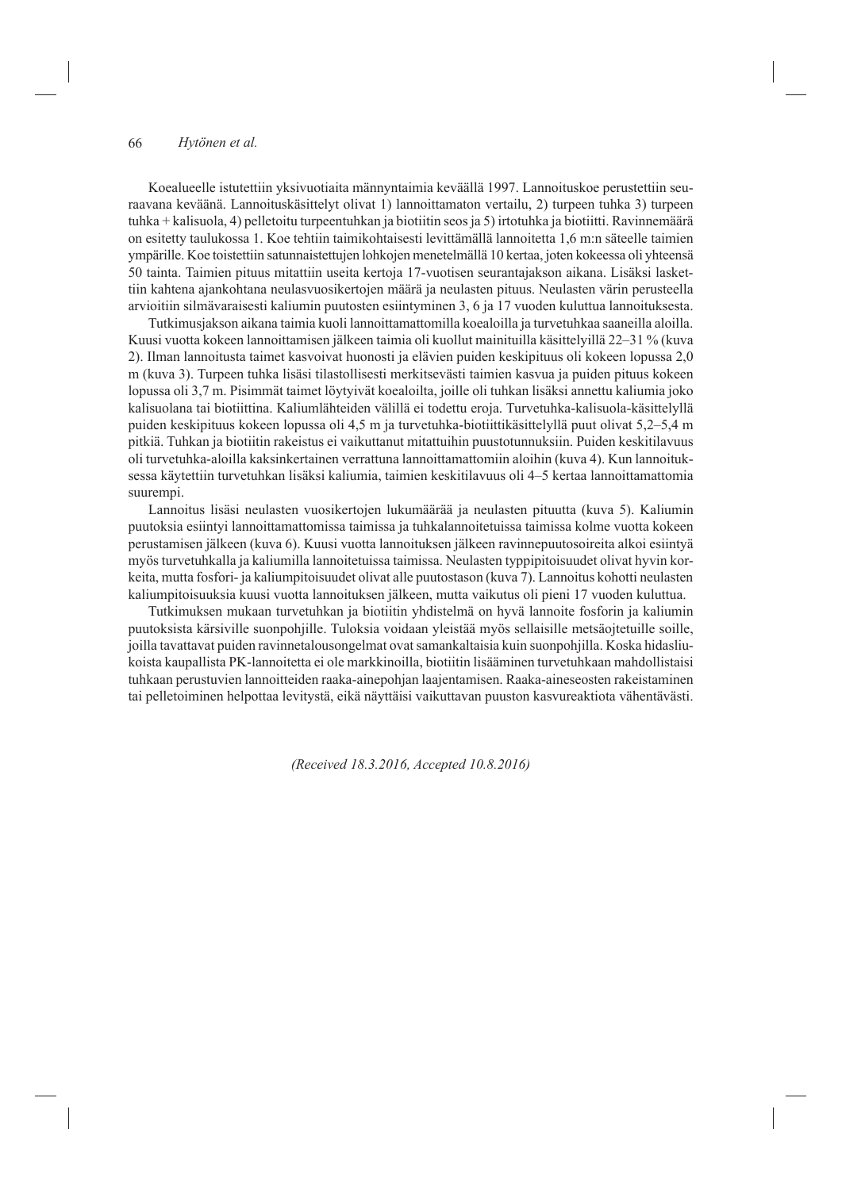Koealueelle istutettiin yksivuotiaita männyntaimia keväällä 1997. Lannoituskoe perustettiin seuraavana keväänä. Lannoituskäsittelyt olivat 1) lannoittamaton vertailu, 2) turpeen tuhka 3) turpeen tuhka + kalisuola, 4) pelletoitu turpeentuhkan ja biotiitin seos ja 5) irtotuhka ja biotiitti. Ravinnemäärä on esitetty taulukossa 1. Koe tehtiin taimikohtaisesti levittämällä lannoitetta 1,6 m:n säteelle taimien ympärille. Koe toistettiin satunnaistettujen lohkojen menetelmällä 10 kertaa, joten kokeessa oli yhteensä 50 tainta. Taimien pituus mitattiin useita kertoja 17-vuotisen seurantajakson aikana. Lisäksi laskettiin kahtena ajankohtana neulasvuosikertojen määrä ja neulasten pituus. Neulasten värin perusteella arvioitiin silmävaraisesti kaliumin puutosten esiintyminen 3, 6 ja 17 vuoden kuluttua lannoituksesta.

Tutkimusjakson aikana taimia kuoli lannoittamattomilla koealoilla ja turvetuhkaa saaneilla aloilla. Kuusi vuotta kokeen lannoittamisen jälkeen taimia oli kuollut mainituilla käsittelyillä 22–31 % (kuva 2). Ilman lannoitusta taimet kasvoivat huonosti ja elävien puiden keskipituus oli kokeen lopussa 2,0 m (kuva 3). Turpeen tuhka lisäsi tilastollisesti merkitsevästi taimien kasvua ja puiden pituus kokeen lopussa oli 3,7 m. Pisimmät taimet löytyivät koealoilta, joille oli tuhkan lisäksi annettu kaliumia joko kalisuolana tai biotiittina. Kaliumlähteiden välillä ei todettu eroja. Turvetuhka-kalisuola-käsittelyllä puiden keskipituus kokeen lopussa oli 4,5 m ja turvetuhka-biotiittikäsittelyllä puut olivat 5,2–5,4 m pitkiä. Tuhkan ja biotiitin rakeistus ei vaikuttanut mitattuihin puustotunnuksiin. Puiden keskitilavuus oli turvetuhka-aloilla kaksinkertainen verrattuna lannoittamattomiin aloihin (kuva 4). Kun lannoituksessa käytettiin turvetuhkan lisäksi kaliumia, taimien keskitilavuus oli 4–5 kertaa lannoittamattomia suurempi.

Lannoitus lisäsi neulasten vuosikertojen lukumäärää ja neulasten pituutta (kuva 5). Kaliumin puutoksia esiintyi lannoittamattomissa taimissa ja tuhkalannoitetuissa taimissa kolme vuotta kokeen perustamisen jälkeen (kuva 6). Kuusi vuotta lannoituksen jälkeen ravinnepuutosoireita alkoi esiintyä myös turvetuhkalla ja kaliumilla lannoitetuissa taimissa. Neulasten typpipitoisuudet olivat hyvin korkeita, mutta fosfori- ja kaliumpitoisuudet olivat alle puutostason (kuva 7). Lannoitus kohotti neulasten kaliumpitoisuuksia kuusi vuotta lannoituksen jälkeen, mutta vaikutus oli pieni 17 vuoden kuluttua.

Tutkimuksen mukaan turvetuhkan ja biotiitin yhdistelmä on hyvä lannoite fosforin ja kaliumin puutoksista kärsiville suonpohjille. Tuloksia voidaan yleistää myös sellaisille metsäojtetuille soille, joilla tavattavat puiden ravinnetalousongelmat ovat samankaltaisia kuin suonpohjilla. Koska hidasliukoista kaupallista PK-lannoitetta ei ole markkinoilla, biotiitin lisääminen turvetuhkaan mahdollistaisi tuhkaan perustuvien lannoitteiden raaka-ainepohjan laajentamisen. Raaka-aineseosten rakeistaminen tai pelletoiminen helpottaa levitystä, eikä näyttäisi vaikuttavan puuston kasvureaktiota vähentävästi.

*(Received 18.3.2016, Accepted 10.8.2016)*